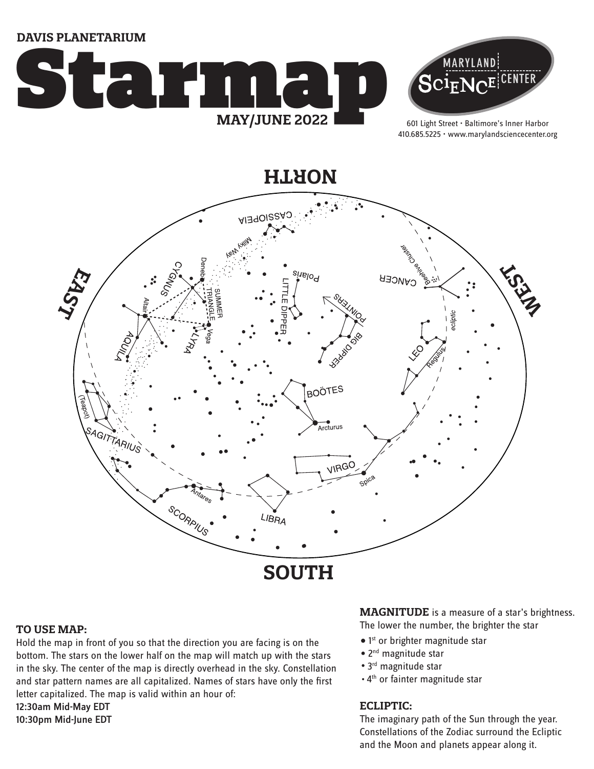DAVIS PLANETARIUM

# Starmap

**MAY/JUNE 2022**

MARYLAND SCIENCE CENTER

601 Light Street • Baltimore's Inner Harbor
410.685.5225 • www.marylandsciencecenter.org

NORTH

EAST

WEST

SOUTH

CASSIOPEIA · Milky Way · CYGNUS · Deneb · SUMMER TRIANGLE · Altair · Vega · LYRA · AQUILA · Polaris · LITTLE DIPPER · POINTERS · BIG DIPPER · CANCER · Beehive Cluster · ecliptic · LEO · Regulus · BOÖTES · Arcturus · (Teapot) · SAGITTARIUS · VIRGO · Spica · Antares · SCORPIUS · LIBRA

### TO USE MAP:

Hold the map in front of you so that the direction you are facing is on the bottom. The stars on the lower half on the map will match up with the stars in the sky. The center of the map is directly overhead in the sky. Constellation and star pattern names are all capitalized. Names of stars have only the first letter capitalized. The map is valid within an hour of:

**12:30am Mid-May EDT**
**10:30pm Mid-June EDT**

**MAGNITUDE** is a measure of a star's brightness. The lower the number, the brighter the star

- 1st or brighter magnitude star
- 2nd magnitude star
- 3rd magnitude star
- 4th or fainter magnitude star

### ECLIPTIC:

The imaginary path of the Sun through the year. Constellations of the Zodiac surround the Ecliptic and the Moon and planets appear along it.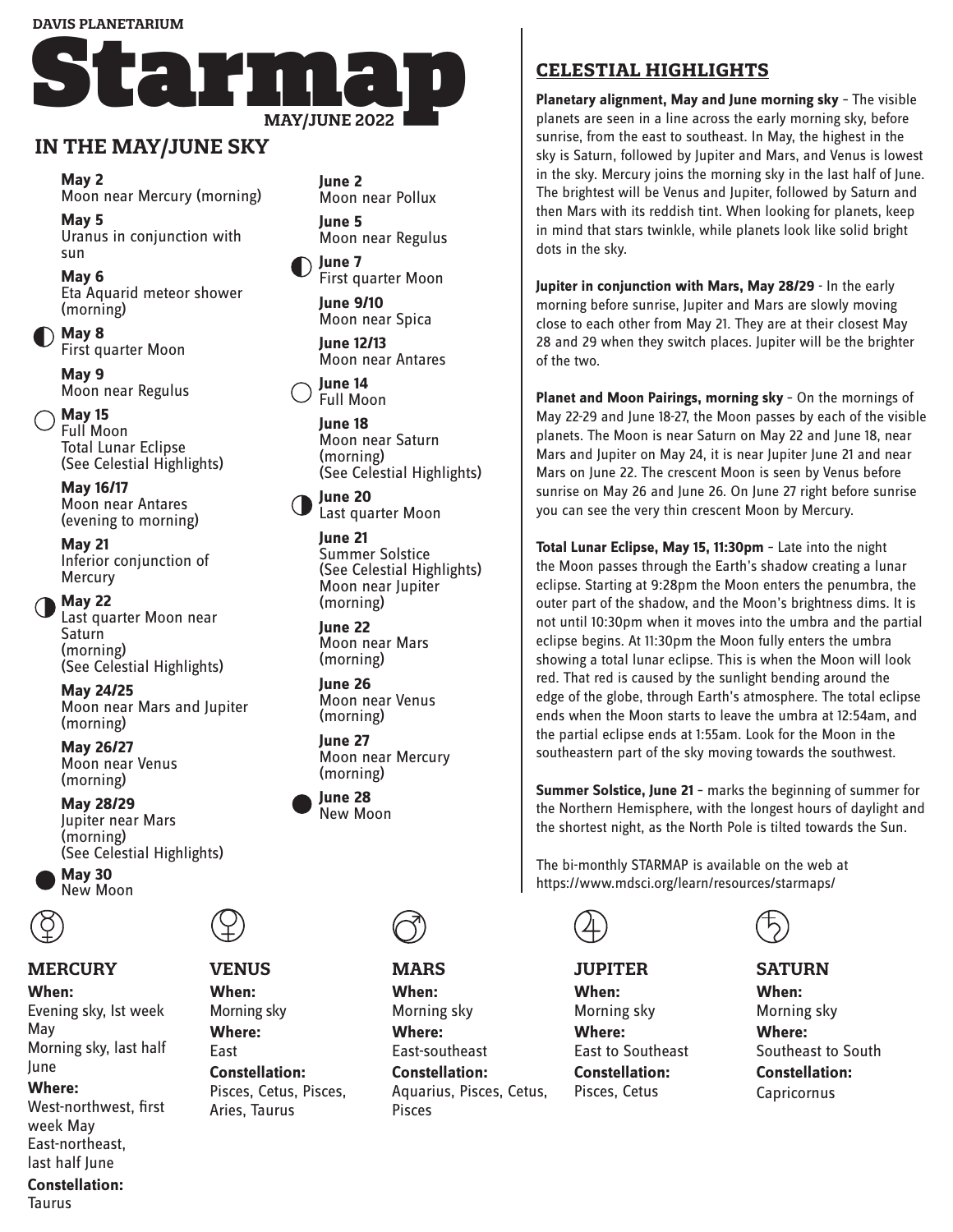DAVIS PLANETARIUM

# Starmap

MAY/JUNE 2022

## IN THE MAY/JUNE SKY

**May 2**
Moon near Mercury (morning)

**May 5**
Uranus in conjunction with sun

**May 6**
Eta Aquarid meteor shower (morning)

**May 8**
First quarter Moon

**May 9**
Moon near Regulus

**May 15**
Full Moon
Total Lunar Eclipse
(See Celestial Highlights)

**May 16/17**
Moon near Antares
(evening to morning)

**May 21**
Inferior conjunction of Mercury

**May 22**
Last quarter Moon near Saturn
(morning)
(See Celestial Highlights)

**May 24/25**
Moon near Mars and Jupiter (morning)

**May 26/27**
Moon near Venus
(morning)

**May 28/29**
Jupiter near Mars
(morning)
(See Celestial Highlights)

**May 30**
New Moon

**June 2**
Moon near Pollux

**June 5**
Moon near Regulus

**June 7**
First quarter Moon

**June 9/10**
Moon near Spica

**June 12/13**
Moon near Antares

**June 14**
Full Moon

**June 18**
Moon near Saturn
(morning)
(See Celestial Highlights)

**June 20**
Last quarter Moon

**June 21**
Summer Solstice
(See Celestial Highlights)
Moon near Jupiter
(morning)

**June 22**
Moon near Mars
(morning)

**June 26**
Moon near Venus
(morning)

**June 27**
Moon near Mercury
(morning)

**June 28**
New Moon

## CELESTIAL HIGHLIGHTS

**Planetary alignment, May and June morning sky** – The visible planets are seen in a line across the early morning sky, before sunrise, from the east to southeast. In May, the highest in the sky is Saturn, followed by Jupiter and Mars, and Venus is lowest in the sky. Mercury joins the morning sky in the last half of June. The brightest will be Venus and Jupiter, followed by Saturn and then Mars with its reddish tint. When looking for planets, keep in mind that stars twinkle, while planets look like solid bright dots in the sky.

**Jupiter in conjunction with Mars, May 28/29** - In the early morning before sunrise, Jupiter and Mars are slowly moving close to each other from May 21. They are at their closest May 28 and 29 when they switch places. Jupiter will be the brighter of the two.

**Planet and Moon Pairings, morning sky** – On the mornings of May 22-29 and June 18-27, the Moon passes by each of the visible planets. The Moon is near Saturn on May 22 and June 18, near Mars and Jupiter on May 24, it is near Jupiter June 21 and near Mars on June 22. The crescent Moon is seen by Venus before sunrise on May 26 and June 26. On June 27 right before sunrise you can see the very thin crescent Moon by Mercury.

**Total Lunar Eclipse, May 15, 11:30pm** – Late into the night the Moon passes through the Earth's shadow creating a lunar eclipse. Starting at 9:28pm the Moon enters the penumbra, the outer part of the shadow, and the Moon's brightness dims. It is not until 10:30pm when it moves into the umbra and the partial eclipse begins. At 11:30pm the Moon fully enters the umbra showing a total lunar eclipse. This is when the Moon will look red. That red is caused by the sunlight bending around the edge of the globe, through Earth's atmosphere. The total eclipse ends when the Moon starts to leave the umbra at 12:54am, and the partial eclipse ends at 1:55am. Look for the Moon in the southeastern part of the sky moving towards the southwest.

**Summer Solstice, June 21** – marks the beginning of summer for the Northern Hemisphere, with the longest hours of daylight and the shortest night, as the North Pole is tilted towards the Sun.

The bi-monthly STARMAP is available on the web at https://www.mdsci.org/learn/resources/starmaps/

### MERCURY

**When:**
Evening sky, Ist week May
Morning sky, last half June

**Where:**
West-northwest, first week May
East-northeast, last half June

**Constellation:**
Taurus

### VENUS

**When:**
Morning sky

**Where:**
East

**Constellation:**
Pisces, Cetus, Pisces, Aries, Taurus

### MARS

**When:**
Morning sky

**Where:**
East-southeast

**Constellation:**
Aquarius, Pisces, Cetus, Pisces

### JUPITER

**When:**
Morning sky

**Where:**
East to Southeast

**Constellation:**
Pisces, Cetus

### SATURN

**When:**
Morning sky

**Where:**
Southeast to South

**Constellation:**
Capricornus